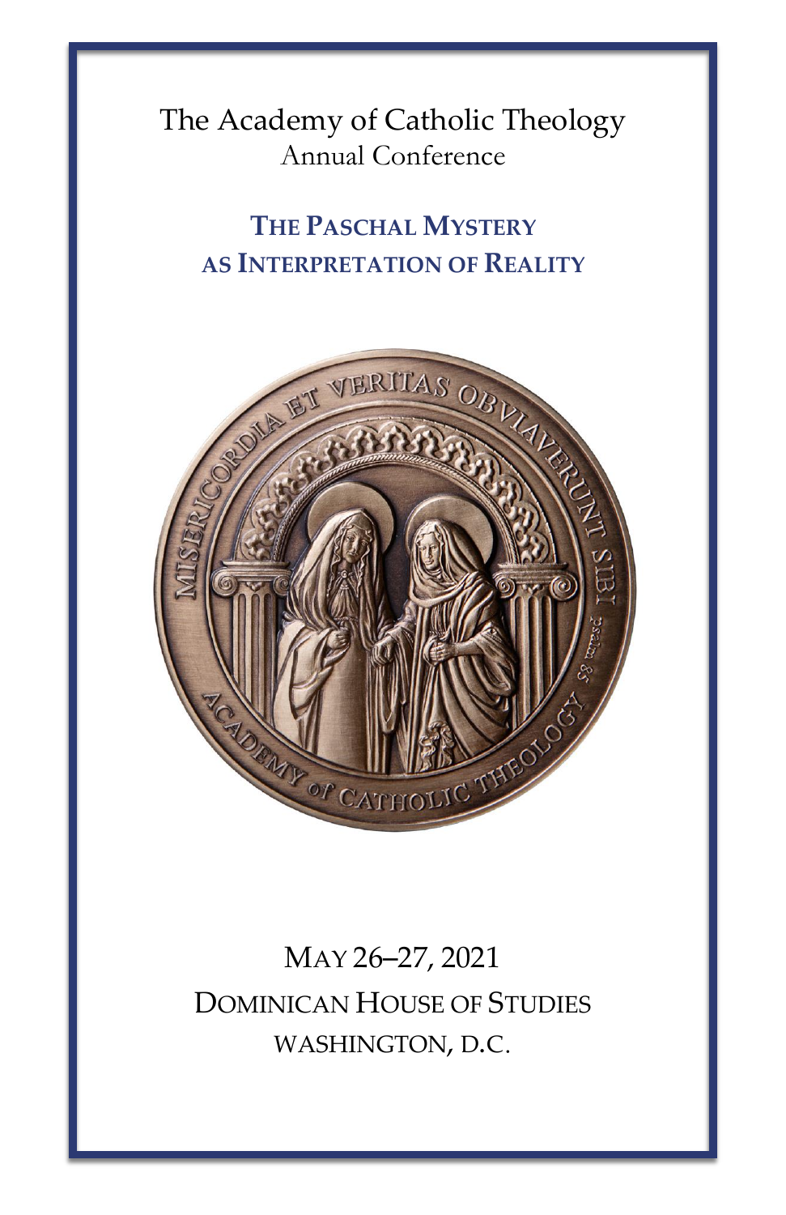# The Academy of Catholic Theology

Annual Conference

## THE PASCHAL MYSTERY AS INTERPRETATION OF REALITY

MAY 26–27, 2021

DOMINICAN HOUSE OF STUDIES

WASHINGTON, D.C.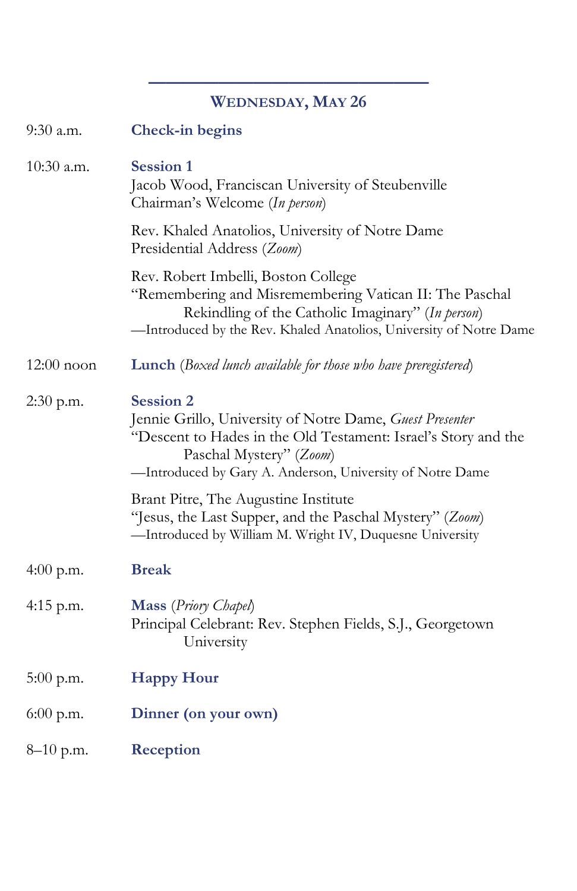## Wednesday, May 26

**9:30 a.m.** — **Check-in begins**

**10:30 a.m.** — **Session 1**

Jacob Wood, Franciscan University of Steubenville
Chairman's Welcome (*In person*)

Rev. Khaled Anatolios, University of Notre Dame
Presidential Address (*Zoom*)

Rev. Robert Imbelli, Boston College
"Remembering and Misremembering Vatican II: The Paschal Rekindling of the Catholic Imaginary" (*In person*)
—Introduced by the Rev. Khaled Anatolios, University of Notre Dame

**12:00 noon** — **Lunch** (*Boxed lunch available for those who have preregistered*)

**2:30 p.m.** — **Session 2**

Jennie Grillo, University of Notre Dame, *Guest Presenter*
"Descent to Hades in the Old Testament: Israel's Story and the Paschal Mystery" (*Zoom*)
—Introduced by Gary A. Anderson, University of Notre Dame

Brant Pitre, The Augustine Institute
"Jesus, the Last Supper, and the Paschal Mystery" (*Zoom*)
—Introduced by William M. Wright IV, Duquesne University

**4:00 p.m.** — **Break**

**4:15 p.m.** — **Mass** (*Priory Chapel*)

Principal Celebrant: Rev. Stephen Fields, S.J., Georgetown University

**5:00 p.m.** — **Happy Hour**

**6:00 p.m.** — **Dinner (on your own)**

**8–10 p.m.** — **Reception**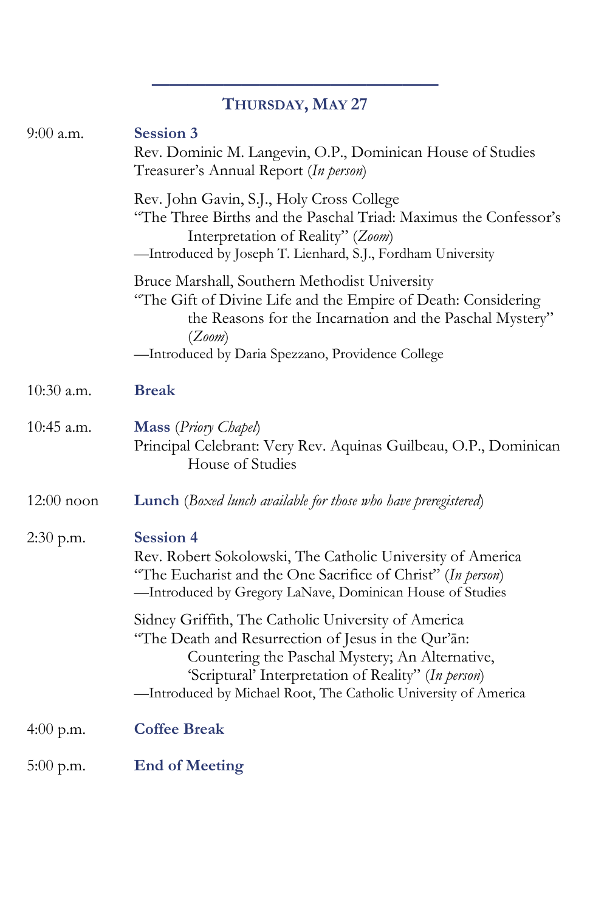## Thursday, May 27

**9:00 a.m.** — **Session 3**

Rev. Dominic M. Langevin, O.P., Dominican House of Studies
Treasurer's Annual Report (*In person*)

Rev. John Gavin, S.J., Holy Cross College
"The Three Births and the Paschal Triad: Maximus the Confessor's Interpretation of Reality" (*Zoom*)
—Introduced by Joseph T. Lienhard, S.J., Fordham University

Bruce Marshall, Southern Methodist University
"The Gift of Divine Life and the Empire of Death: Considering the Reasons for the Incarnation and the Paschal Mystery" (*Zoom*)
—Introduced by Daria Spezzano, Providence College

**10:30 a.m.** — **Break**

**10:45 a.m.** — **Mass** (*Priory Chapel*)

Principal Celebrant: Very Rev. Aquinas Guilbeau, O.P., Dominican House of Studies

**12:00 noon** — **Lunch** (*Boxed lunch available for those who have preregistered*)

**2:30 p.m.** — **Session 4**

Rev. Robert Sokolowski, The Catholic University of America
"The Eucharist and the One Sacrifice of Christ" (*In person*)
—Introduced by Gregory LaNave, Dominican House of Studies

Sidney Griffith, The Catholic University of America
"The Death and Resurrection of Jesus in the Qur'ān: Countering the Paschal Mystery; An Alternative, 'Scriptural' Interpretation of Reality" (*In person*)
—Introduced by Michael Root, The Catholic University of America

**4:00 p.m.** — **Coffee Break**

**5:00 p.m.** — **End of Meeting**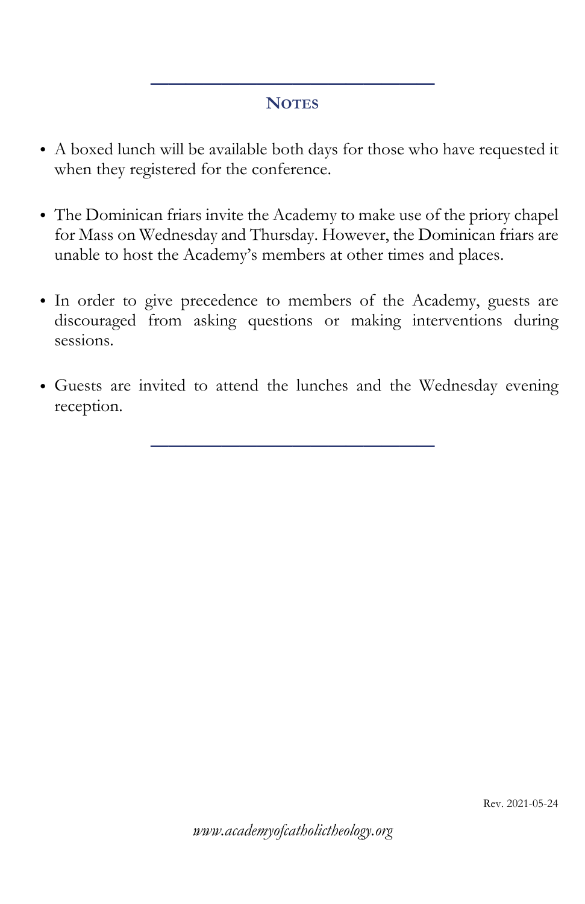## Notes

- A boxed lunch will be available both days for those who have requested it when they registered for the conference.

- The Dominican friars invite the Academy to make use of the priory chapel for Mass on Wednesday and Thursday. However, the Dominican friars are unable to host the Academy's members at other times and places.

- In order to give precedence to members of the Academy, guests are discouraged from asking questions or making interventions during sessions.

- Guests are invited to attend the lunches and the Wednesday evening reception.

Rev. 2021-05-24

*www.academyofcatholictheology.org*